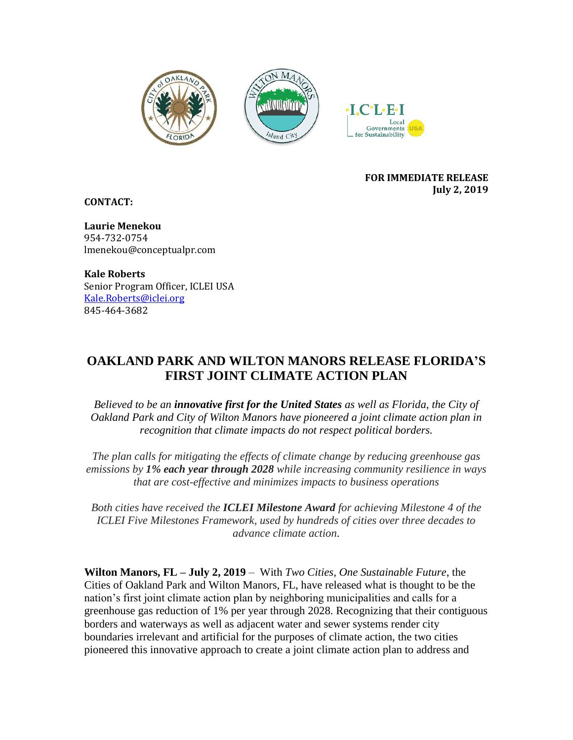**FOR IMMEDIATE RELEASE**
**July 2, 2019**

**CONTACT:**

**Laurie Menekou**
954-732-0754
lmenekou@conceptualpr.com

**Kale Roberts**
Senior Program Officer, ICLEI USA
Kale.Roberts@iclei.org
845-464-3682

# OAKLAND PARK AND WILTON MANORS RELEASE FLORIDA'S FIRST JOINT CLIMATE ACTION PLAN

*Believed to be an* ***innovative first for the United States*** *as well as Florida, the City of Oakland Park and City of Wilton Manors have pioneered a joint climate action plan in recognition that climate impacts do not respect political borders.*

*The plan calls for mitigating the effects of climate change by reducing greenhouse gas emissions by* ***1% each year through 2028*** *while increasing community resilience in ways that are cost-effective and minimizes impacts to business operations*

*Both cities have received the* ***ICLEI Milestone Award*** *for achieving Milestone 4 of the ICLEI Five Milestones Framework, used by hundreds of cities over three decades to advance climate action.*

**Wilton Manors, FL – July 2, 2019** – With *Two Cities, One Sustainable Future*, the Cities of Oakland Park and Wilton Manors, FL, have released what is thought to be the nation's first joint climate action plan by neighboring municipalities and calls for a greenhouse gas reduction of 1% per year through 2028. Recognizing that their contiguous borders and waterways as well as adjacent water and sewer systems render city boundaries irrelevant and artificial for the purposes of climate action, the two cities pioneered this innovative approach to create a joint climate action plan to address and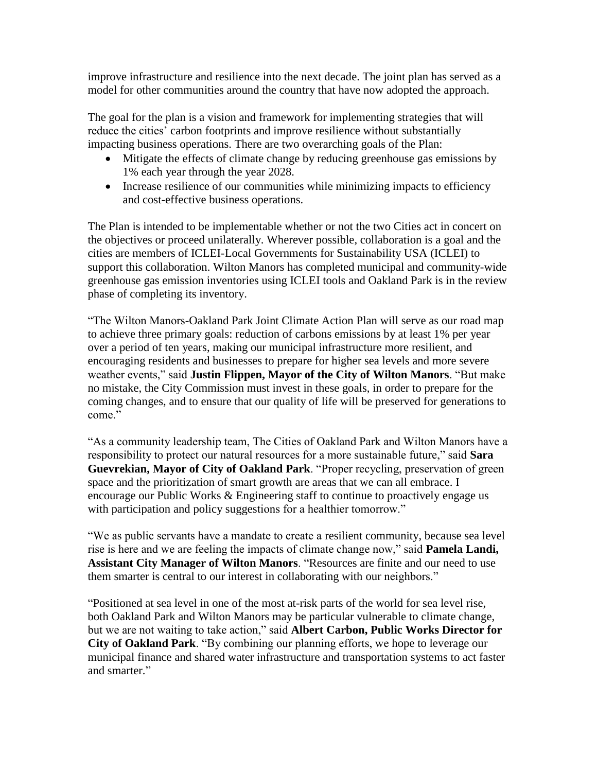improve infrastructure and resilience into the next decade. The joint plan has served as a model for other communities around the country that have now adopted the approach.

The goal for the plan is a vision and framework for implementing strategies that will reduce the cities' carbon footprints and improve resilience without substantially impacting business operations. There are two overarching goals of the Plan:

- Mitigate the effects of climate change by reducing greenhouse gas emissions by 1% each year through the year 2028.
- Increase resilience of our communities while minimizing impacts to efficiency and cost-effective business operations.

The Plan is intended to be implementable whether or not the two Cities act in concert on the objectives or proceed unilaterally. Wherever possible, collaboration is a goal and the cities are members of ICLEI-Local Governments for Sustainability USA (ICLEI) to support this collaboration. Wilton Manors has completed municipal and community-wide greenhouse gas emission inventories using ICLEI tools and Oakland Park is in the review phase of completing its inventory.

"The Wilton Manors-Oakland Park Joint Climate Action Plan will serve as our road map to achieve three primary goals: reduction of carbons emissions by at least 1% per year over a period of ten years, making our municipal infrastructure more resilient, and encouraging residents and businesses to prepare for higher sea levels and more severe weather events," said **Justin Flippen, Mayor of the City of Wilton Manors**. "But make no mistake, the City Commission must invest in these goals, in order to prepare for the coming changes, and to ensure that our quality of life will be preserved for generations to come."

"As a community leadership team, The Cities of Oakland Park and Wilton Manors have a responsibility to protect our natural resources for a more sustainable future," said **Sara Guevrekian, Mayor of City of Oakland Park**. "Proper recycling, preservation of green space and the prioritization of smart growth are areas that we can all embrace. I encourage our Public Works & Engineering staff to continue to proactively engage us with participation and policy suggestions for a healthier tomorrow."

"We as public servants have a mandate to create a resilient community, because sea level rise is here and we are feeling the impacts of climate change now," said **Pamela Landi, Assistant City Manager of Wilton Manors**. "Resources are finite and our need to use them smarter is central to our interest in collaborating with our neighbors."

"Positioned at sea level in one of the most at-risk parts of the world for sea level rise, both Oakland Park and Wilton Manors may be particular vulnerable to climate change, but we are not waiting to take action," said **Albert Carbon, Public Works Director for City of Oakland Park**. "By combining our planning efforts, we hope to leverage our municipal finance and shared water infrastructure and transportation systems to act faster and smarter."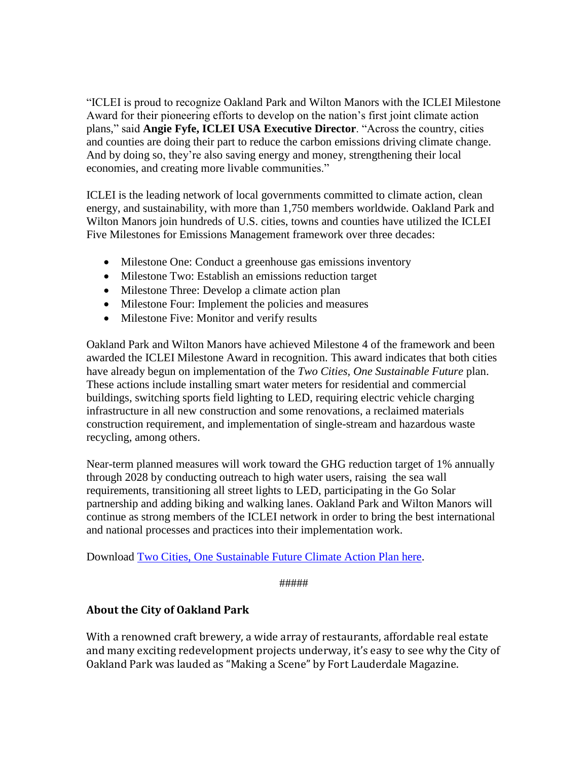"ICLEI is proud to recognize Oakland Park and Wilton Manors with the ICLEI Milestone Award for their pioneering efforts to develop on the nation's first joint climate action plans," said **Angie Fyfe, ICLEI USA Executive Director**. "Across the country, cities and counties are doing their part to reduce the carbon emissions driving climate change. And by doing so, they're also saving energy and money, strengthening their local economies, and creating more livable communities."

ICLEI is the leading network of local governments committed to climate action, clean energy, and sustainability, with more than 1,750 members worldwide. Oakland Park and Wilton Manors join hundreds of U.S. cities, towns and counties have utilized the ICLEI Five Milestones for Emissions Management framework over three decades:

- Milestone One: Conduct a greenhouse gas emissions inventory
- Milestone Two: Establish an emissions reduction target
- Milestone Three: Develop a climate action plan
- Milestone Four: Implement the policies and measures
- Milestone Five: Monitor and verify results

Oakland Park and Wilton Manors have achieved Milestone 4 of the framework and been awarded the ICLEI Milestone Award in recognition. This award indicates that both cities have already begun on implementation of the *Two Cities, One Sustainable Future* plan. These actions include installing smart water meters for residential and commercial buildings, switching sports field lighting to LED, requiring electric vehicle charging infrastructure in all new construction and some renovations, a reclaimed materials construction requirement, and implementation of single-stream and hazardous waste recycling, among others.

Near-term planned measures will work toward the GHG reduction target of 1% annually through 2028 by conducting outreach to high water users, raising the sea wall requirements, transitioning all street lights to LED, participating in the Go Solar partnership and adding biking and walking lanes. Oakland Park and Wilton Manors will continue as strong members of the ICLEI network in order to bring the best international and national processes and practices into their implementation work.

Download [Two Cities, One Sustainable Future Climate Action Plan here](#).

#####

## About the City of Oakland Park

With a renowned craft brewery, a wide array of restaurants, affordable real estate and many exciting redevelopment projects underway, it's easy to see why the City of Oakland Park was lauded as "Making a Scene" by Fort Lauderdale Magazine.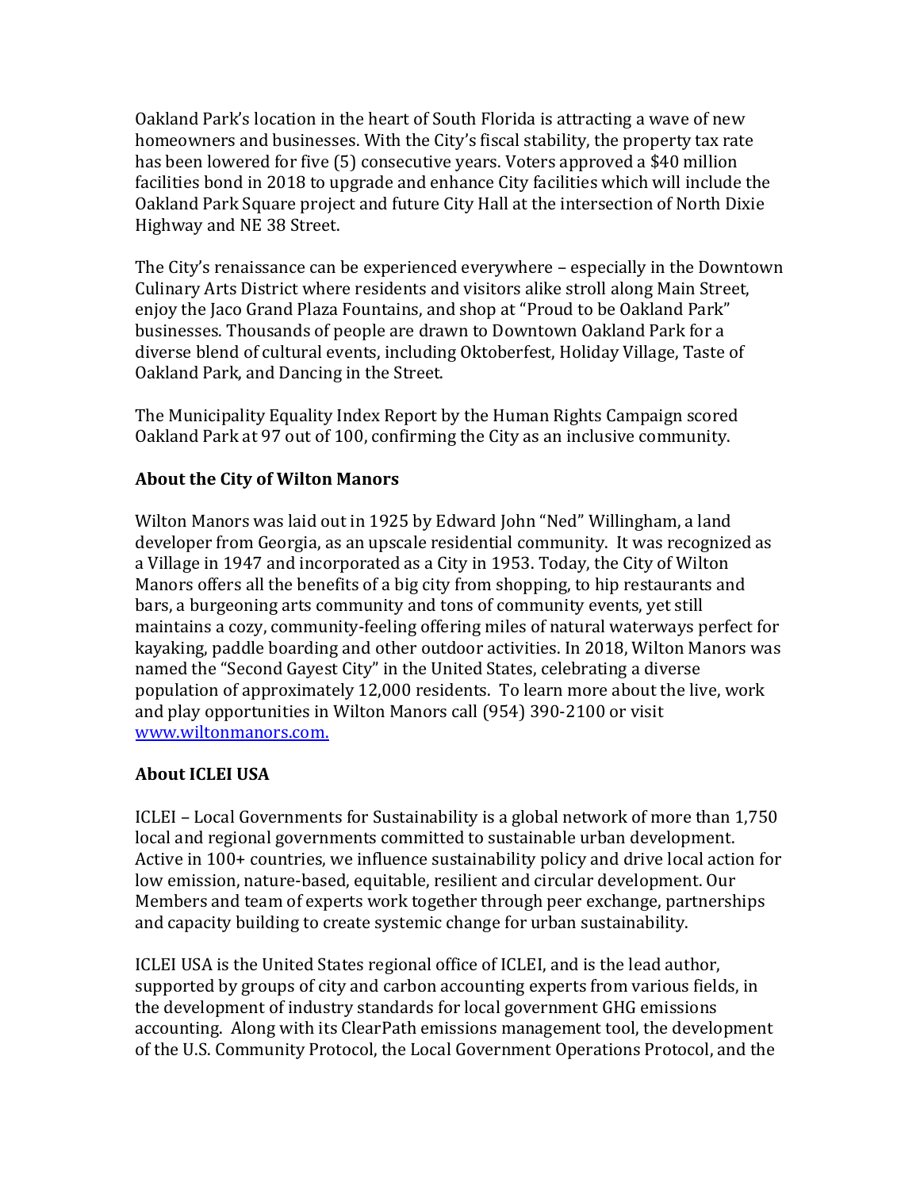Oakland Park's location in the heart of South Florida is attracting a wave of new homeowners and businesses. With the City's fiscal stability, the property tax rate has been lowered for five (5) consecutive years. Voters approved a $40 million facilities bond in 2018 to upgrade and enhance City facilities which will include the Oakland Park Square project and future City Hall at the intersection of North Dixie Highway and NE 38 Street.

The City's renaissance can be experienced everywhere – especially in the Downtown Culinary Arts District where residents and visitors alike stroll along Main Street, enjoy the Jaco Grand Plaza Fountains, and shop at "Proud to be Oakland Park" businesses. Thousands of people are drawn to Downtown Oakland Park for a diverse blend of cultural events, including Oktoberfest, Holiday Village, Taste of Oakland Park, and Dancing in the Street.

The Municipality Equality Index Report by the Human Rights Campaign scored Oakland Park at 97 out of 100, confirming the City as an inclusive community.

**About the City of Wilton Manors**

Wilton Manors was laid out in 1925 by Edward John "Ned" Willingham, a land developer from Georgia, as an upscale residential community. It was recognized as a Village in 1947 and incorporated as a City in 1953. Today, the City of Wilton Manors offers all the benefits of a big city from shopping, to hip restaurants and bars, a burgeoning arts community and tons of community events, yet still maintains a cozy, community-feeling offering miles of natural waterways perfect for kayaking, paddle boarding and other outdoor activities. In 2018, Wilton Manors was named the "Second Gayest City" in the United States, celebrating a diverse population of approximately 12,000 residents. To learn more about the live, work and play opportunities in Wilton Manors call (954) 390-2100 or visit [www.wiltonmanors.com.](http://www.wiltonmanors.com)

**About ICLEI USA**

ICLEI – Local Governments for Sustainability is a global network of more than 1,750 local and regional governments committed to sustainable urban development. Active in 100+ countries, we influence sustainability policy and drive local action for low emission, nature-based, equitable, resilient and circular development. Our Members and team of experts work together through peer exchange, partnerships and capacity building to create systemic change for urban sustainability.

ICLEI USA is the United States regional office of ICLEI, and is the lead author, supported by groups of city and carbon accounting experts from various fields, in the development of industry standards for local government GHG emissions accounting. Along with its ClearPath emissions management tool, the development of the U.S. Community Protocol, the Local Government Operations Protocol, and the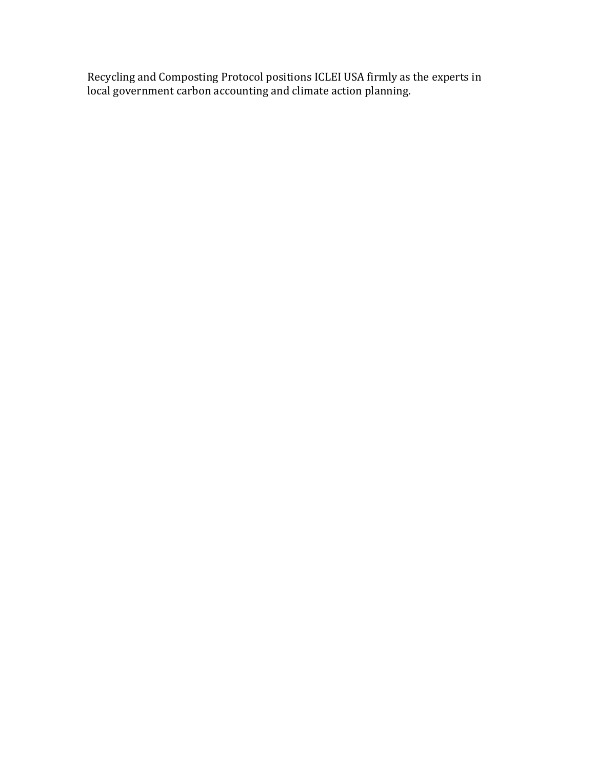Recycling and Composting Protocol positions ICLEI USA firmly as the experts in local government carbon accounting and climate action planning.